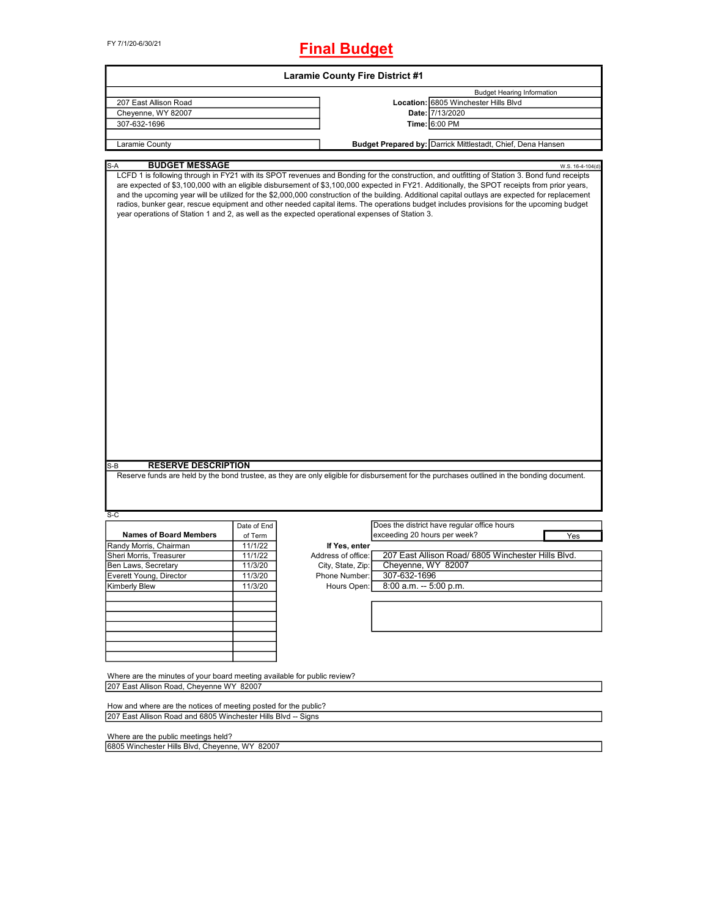FY 7/1/20-6/30/21

# Final Budget

## Laramie County Fire District #1

| | | |
|---|---|---|
| 207 East Allison Road | | Budget Hearing Information |
| Cheyenne, WY 82007 | **Location:** | 6805 Winchester Hills Blvd |
| 307-632-1696 | **Date:** | 7/13/2020 |
| | **Time:** | 6:00 PM |
| Laramie County | **Budget Prepared by:** | Darrick Mittlestadt, Chief, Dena Hansen |

S-A **BUDGET MESSAGE** W.S. 16-4-104(d)

LCFD 1 is following through in FY21 with its SPOT revenues and Bonding for the construction, and outfitting of Station 3. Bond fund receipts are expected of $3,100,000 with an eligible disbursement of $3,100,000 expected in FY21. Additionally, the SPOT receipts from prior years, and the upcoming year will be utilized for the $2,000,000 construction of the building. Additional capital outlays are expected for replacement radios, bunker gear, rescue equipment and other needed capital items. The operations budget includes provisions for the upcoming budget year operations of Station 1 and 2, as well as the expected operational expenses of Station 3.

S-B **RESERVE DESCRIPTION**

Reserve funds are held by the bond trustee, as they are only eligible for disbursement for the purchases outlined in the bonding document.

S-C

| Names of Board Members | Date of End of Term |
|---|---|
| Randy Morris, Chairman | 11/1/22 |
| Sheri Morris, Treasurer | 11/1/22 |
| Ben Laws, Secretary | 11/3/20 |
| Everett Young, Director | 11/3/20 |
| Kimberly Blew | 11/3/20 |

| | |
|---|---|
| Does the district have regular office hours exceeding 20 hours per week? | Yes |
| **If Yes, enter** | |
| Address of office: | 207 East Allison Road/ 6805 Winchester Hills Blvd. |
| City, State, Zip: | Cheyenne, WY 82007 |
| Phone Number: | 307-632-1696 |
| Hours Open: | 8:00 a.m. -- 5:00 p.m. |

Where are the minutes of your board meeting available for public review?

207 East Allison Road, Cheyenne WY 82007

How and where are the notices of meeting posted for the public?

207 East Allison Road and 6805 Winchester Hills Blvd -- Signs

Where are the public meetings held?

6805 Winchester Hills Blvd, Cheyenne, WY 82007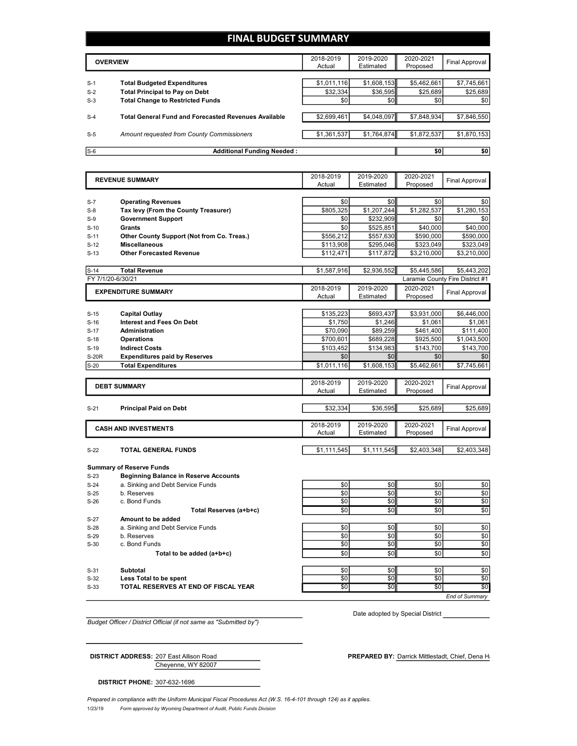# FINAL BUDGET SUMMARY

| | OVERVIEW | 2018-2019 Actual | 2019-2020 Estimated | 2020-2021 Proposed | Final Approval |
|---|---|---|---|---|---|
| S-1 | **Total Budgeted Expenditures** | $1,011,116 | $1,608,153 | $5,462,661 | $7,745,661 |
| S-2 | **Total Principal to Pay on Debt** | $32,334 | $36,595 | $25,689 | $25,689 |
| S-3 | **Total Change to Restricted Funds** | $0 | $0 | $0 | $0 |
| S-4 | **Total General Fund and Forecasted Revenues Available** | $2,699,461 | $4,048,097 | $7,848,934 | $7,846,550 |
| S-5 | *Amount requested from County Commissioners* | $1,361,537 | $1,764,874 | $1,872,537 | $1,870,153 |
| S-6 | **Additional Funding Needed :** | | | $0 | $0 |

| | REVENUE SUMMARY | 2018-2019 Actual | 2019-2020 Estimated | 2020-2021 Proposed | Final Approval |
|---|---|---|---|---|---|
| S-7 | **Operating Revenues** | $0 | $0 | $0 | $0 |
| S-8 | **Tax levy (From the County Treasurer)** | $805,325 | $1,207,244 | $1,282,537 | $1,280,153 |
| S-9 | **Government Support** | $0 | $232,909 | $0 | $0 |
| S-10 | **Grants** | $0 | $525,851 | $40,000 | $40,000 |
| S-11 | **Other County Support (Not from Co. Treas.)** | $556,212 | $557,630 | $590,000 | $590,000 |
| S-12 | **Miscellaneous** | $113,908 | $295,046 | $323,049 | $323,049 |
| S-13 | **Other Forecasted Revenue** | $112,471 | $117,872 | $3,210,000 | $3,210,000 |
| S-14 | **Total Revenue** | $1,587,916 | $2,936,552 | $5,445,586 | $5,443,202 |

FY 7/1/20-6/30/21 — Laramie County Fire District #1

| | EXPENDITURE SUMMARY | 2018-2019 Actual | 2019-2020 Estimated | 2020-2021 Proposed | Final Approval |
|---|---|---|---|---|---|
| S-15 | **Capital Outlay** | $135,223 | $693,437 | $3,931,000 | $6,446,000 |
| S-16 | **Interest and Fees On Debt** | $1,750 | $1,246 | $1,061 | $1,061 |
| S-17 | **Administration** | $70,090 | $89,259 | $461,400 | $111,400 |
| S-18 | **Operations** | $700,601 | $689,228 | $925,500 | $1,043,500 |
| S-19 | **Indirect Costs** | $103,452 | $134,983 | $143,700 | $143,700 |
| S-20R | **Expenditures paid by Reserves** | $0 | $0 | $0 | $0 |
| S-20 | **Total Expenditures** | $1,011,116 | $1,608,153 | $5,462,661 | $7,745,661 |

| | DEBT SUMMARY | 2018-2019 Actual | 2019-2020 Estimated | 2020-2021 Proposed | Final Approval |
|---|---|---|---|---|---|
| S-21 | **Principal Paid on Debt** | $32,334 | $36,595 | $25,689 | $25,689 |

| | CASH AND INVESTMENTS | 2018-2019 Actual | 2019-2020 Estimated | 2020-2021 Proposed | Final Approval |
|---|---|---|---|---|---|
| S-22 | **TOTAL GENERAL FUNDS** | $1,111,545 | $1,111,545 | $2,403,348 | $2,403,348 |
| | **Summary of Reserve Funds** | | | | |
| S-23 | **Beginning Balance in Reserve Accounts** | | | | |
| S-24 | a. Sinking and Debt Service Funds | $0 | $0 | $0 | $0 |
| S-25 | b. Reserves | $0 | $0 | $0 | $0 |
| S-26 | c. Bond Funds | $0 | $0 | $0 | $0 |
| | **Total Reserves (a+b+c)** | $0 | $0 | $0 | $0 |
| S-27 | **Amount to be added** | | | | |
| S-28 | a. Sinking and Debt Service Funds | $0 | $0 | $0 | $0 |
| S-29 | b. Reserves | $0 | $0 | $0 | $0 |
| S-30 | c. Bond Funds | $0 | $0 | $0 | $0 |
| | **Total to be added (a+b+c)** | $0 | $0 | $0 | $0 |
| S-31 | **Subtotal** | $0 | $0 | $0 | $0 |
| S-32 | **Less Total to be spent** | $0 | $0 | $0 | $0 |
| S-33 | **TOTAL RESERVES AT END OF FISCAL YEAR** | $0 | $0 | $0 | $0 |

*End of Summary*

Date adopted by Special District ____________

*Budget Officer / District Official (if not same as "Submitted by")*

**DISTRICT ADDRESS:** 207 East Allison Road
Cheyenne, WY 82007

**PREPARED BY:** Darrick Mittlestadt, Chief, Dena H

**DISTRICT PHONE:** 307-632-1696

*Prepared in compliance with the Uniform Municipal Fiscal Procedures Act (W.S. 16-4-101 through 124) as it applies.*

1/23/19 *Form approved by Wyoming Department of Audit, Public Funds Division*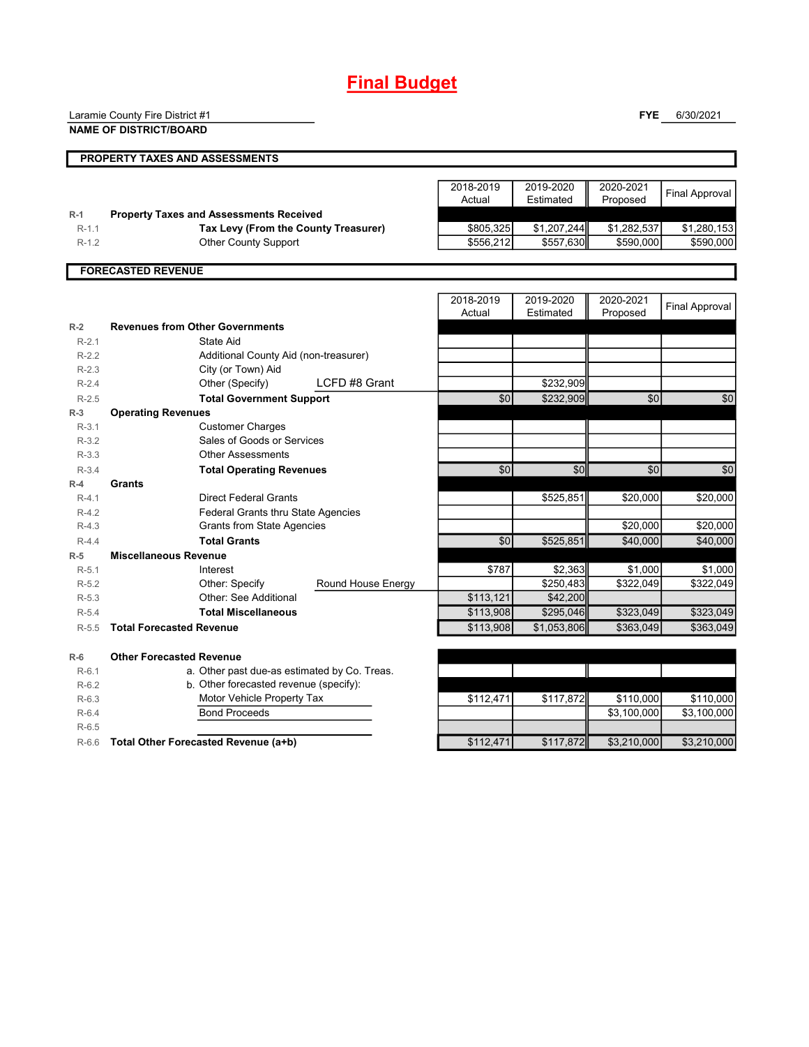# Final Budget

Laramie County Fire District #1
**NAME OF DISTRICT/BOARD**

**FYE** 6/30/2021

## PROPERTY TAXES AND ASSESSMENTS

| | | 2018-2019 Actual | 2019-2020 Estimated | 2020-2021 Proposed | Final Approval |
|---|---|---|---|---|---|
| R-1 | **Property Taxes and Assessments Received** | | | | |
| R-1.1 | **Tax Levy (From the County Treasurer)** | $805,325 | $1,207,244 | $1,282,537 | $1,280,153 |
| R-1.2 | Other County Support | $556,212 | $557,630 | $590,000 | $590,000 |

## FORECASTED REVENUE

| | | 2018-2019 Actual | 2019-2020 Estimated | 2020-2021 Proposed | Final Approval |
|---|---|---|---|---|---|
| R-2 | **Revenues from Other Governments** | | | | |
| R-2.1 | State Aid | | | | |
| R-2.2 | Additional County Aid (non-treasurer) | | | | |
| R-2.3 | City (or Town) Aid | | | | |
| R-2.4 | Other (Specify) LCFD #8 Grant | | $232,909 | | |
| R-2.5 | **Total Government Support** | $0 | $232,909 | $0 | $0 |
| R-3 | **Operating Revenues** | | | | |
| R-3.1 | Customer Charges | | | | |
| R-3.2 | Sales of Goods or Services | | | | |
| R-3.3 | Other Assessments | | | | |
| R-3.4 | **Total Operating Revenues** | $0 | $0 | $0 | $0 |
| R-4 | **Grants** | | | | |
| R-4.1 | Direct Federal Grants | | $525,851 | $20,000 | $20,000 |
| R-4.2 | Federal Grants thru State Agencies | | | | |
| R-4.3 | Grants from State Agencies | | | $20,000 | $20,000 |
| R-4.4 | **Total Grants** | $0 | $525,851 | $40,000 | $40,000 |
| R-5 | **Miscellaneous Revenue** | | | | |
| R-5.1 | Interest | $787 | $2,363 | $1,000 | $1,000 |
| R-5.2 | Other: Specify Round House Energy | | $250,483 | $322,049 | $322,049 |
| R-5.3 | Other: See Additional | $113,121 | $42,200 | | |
| R-5.4 | **Total Miscellaneous** | $113,908 | $295,046 | $323,049 | $323,049 |
| R-5.5 | **Total Forecasted Revenue** | $113,908 | $1,053,806 | $363,049 | $363,049 |
| R-6 | **Other Forecasted Revenue** | | | | |
| R-6.1 | a. Other past due-as estimated by Co. Treas. | | | | |
| R-6.2 | b. Other forecasted revenue (specify): | | | | |
| R-6.3 | Motor Vehicle Property Tax | $112,471 | $117,872 | $110,000 | $110,000 |
| R-6.4 | Bond Proceeds | | | $3,100,000 | $3,100,000 |
| R-6.5 | | | | | |
| R-6.6 | **Total Other Forecasted Revenue (a+b)** | $112,471 | $117,872 | $3,210,000 | $3,210,000 |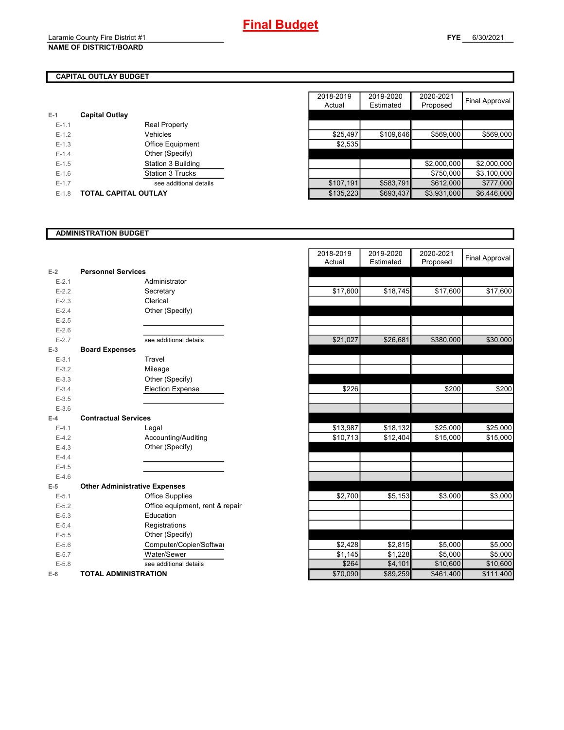# Final Budget

Laramie County Fire District #1
**NAME OF DISTRICT/BOARD**

**FYE** 6/30/2021

## CAPITAL OUTLAY BUDGET

| | | | 2018-2019 Actual | 2019-2020 Estimated | 2020-2021 Proposed | Final Approval |
|---|---|---|---|---|---|---|
| **E-1** | **Capital Outlay** | | | | | |
| E-1.1 | | Real Property | | | | |
| E-1.2 | | Vehicles | $25,497 | $109,646 | $569,000 | $569,000 |
| E-1.3 | | Office Equipment | $2,535 | | | |
| E-1.4 | | Other (Specify) | | | | |
| E-1.5 | | Station 3 Building | | | $2,000,000 | $2,000,000 |
| E-1.6 | | Station 3 Trucks | | | $750,000 | $3,100,000 |
| E-1.7 | | see additional details | $107,191 | $583,791 | $612,000 | $777,000 |
| E-1.8 | **TOTAL CAPITAL OUTLAY** | | $135,223 | $693,437 | $3,931,000 | $6,446,000 |

## ADMINISTRATION BUDGET

| | | | 2018-2019 Actual | 2019-2020 Estimated | 2020-2021 Proposed | Final Approval |
|---|---|---|---|---|---|---|
| **E-2** | **Personnel Services** | | | | | |
| E-2.1 | | Administrator | | | | |
| E-2.2 | | Secretary | $17,600 | $18,745 | $17,600 | $17,600 |
| E-2.3 | | Clerical | | | | |
| E-2.4 | | Other (Specify) | | | | |
| E-2.5 | | | | | | |
| E-2.6 | | | | | | |
| E-2.7 | | see additional details | $21,027 | $26,681 | $380,000 | $30,000 |
| **E-3** | **Board Expenses** | | | | | |
| E-3.1 | | Travel | | | | |
| E-3.2 | | Mileage | | | | |
| E-3.3 | | Other (Specify) | | | | |
| E-3.4 | | Election Expense | $226 | | $200 | $200 |
| E-3.5 | | | | | | |
| E-3.6 | | | | | | |
| **E-4** | **Contractual Services** | | | | | |
| E-4.1 | | Legal | $13,987 | $18,132 | $25,000 | $25,000 |
| E-4.2 | | Accounting/Auditing | $10,713 | $12,404 | $15,000 | $15,000 |
| E-4.3 | | Other (Specify) | | | | |
| E-4.4 | | | | | | |
| E-4.5 | | | | | | |
| E-4.6 | | | | | | |
| **E-5** | **Other Administrative Expenses** | | | | | |
| E-5.1 | | Office Supplies | $2,700 | $5,153 | $3,000 | $3,000 |
| E-5.2 | | Office equipment, rent & repair | | | | |
| E-5.3 | | Education | | | | |
| E-5.4 | | Registrations | | | | |
| E-5.5 | | Other (Specify) | | | | |
| E-5.6 | | Computer/Copier/Softwar | $2,428 | $2,815 | $5,000 | $5,000 |
| E-5.7 | | Water/Sewer | $1,145 | $1,228 | $5,000 | $5,000 |
| E-5.8 | | see additional details | $264 | $4,101 | $10,600 | $10,600 |
| **E-6** | **TOTAL ADMINISTRATION** | | $70,090 | $89,259 | $461,400 | $111,400 |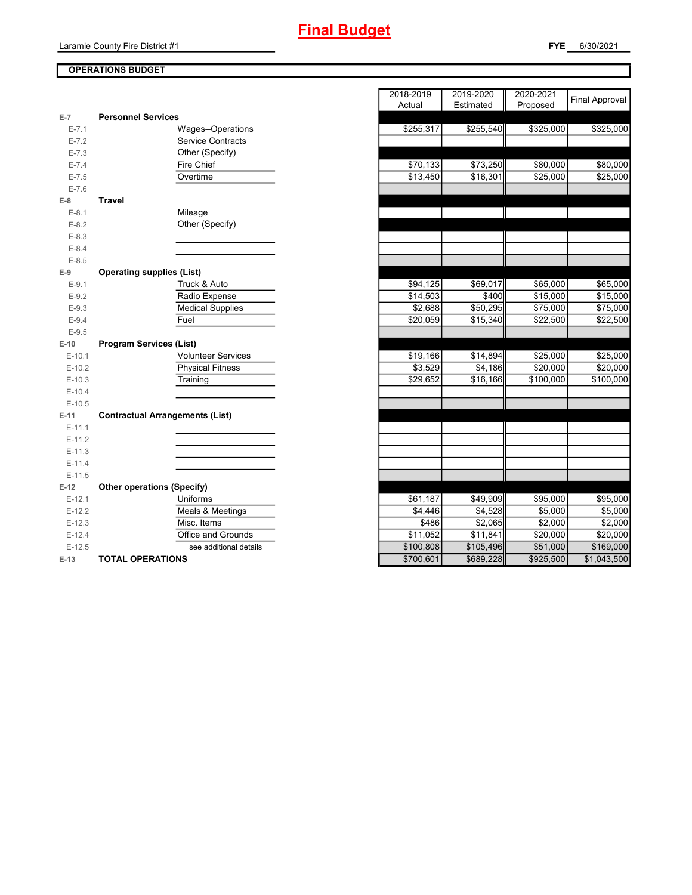# Final Budget

Laramie County Fire District #1

**FYE** 6/30/2021

## OPERATIONS BUDGET

| | | | 2018-2019 Actual | 2019-2020 Estimated | 2020-2021 Proposed | Final Approval |
|---|---|---|---|---|---|---|
| E-7 | **Personnel Services** | | | | | |
| E-7.1 | | Wages--Operations | $255,317 | $255,540 | $325,000 | $325,000 |
| E-7.2 | | Service Contracts | | | | |
| E-7.3 | | Other (Specify) | | | | |
| E-7.4 | | Fire Chief | $70,133 | $73,250 | $80,000 | $80,000 |
| E-7.5 | | Overtime | $13,450 | $16,301 | $25,000 | $25,000 |
| E-7.6 | | | | | | |
| E-8 | **Travel** | | | | | |
| E-8.1 | | Mileage | | | | |
| E-8.2 | | Other (Specify) | | | | |
| E-8.3 | | | | | | |
| E-8.4 | | | | | | |
| E-8.5 | | | | | | |
| E-9 | **Operating supplies (List)** | | | | | |
| E-9.1 | | Truck & Auto | $94,125 | $69,017 | $65,000 | $65,000 |
| E-9.2 | | Radio Expense | $14,503 | $400 | $15,000 | $15,000 |
| E-9.3 | | Medical Supplies | $2,688 | $50,295 | $75,000 | $75,000 |
| E-9.4 | | Fuel | $20,059 | $15,340 | $22,500 | $22,500 |
| E-9.5 | | | | | | |
| E-10 | **Program Services (List)** | | | | | |
| E-10.1 | | Volunteer Services | $19,166 | $14,894 | $25,000 | $25,000 |
| E-10.2 | | Physical Fitness | $3,529 | $4,186 | $20,000 | $20,000 |
| E-10.3 | | Training | $29,652 | $16,166 | $100,000 | $100,000 |
| E-10.4 | | | | | | |
| E-10.5 | | | | | | |
| E-11 | **Contractual Arrangements (List)** | | | | | |
| E-11.1 | | | | | | |
| E-11.2 | | | | | | |
| E-11.3 | | | | | | |
| E-11.4 | | | | | | |
| E-11.5 | | | | | | |
| E-12 | **Other operations (Specify)** | | | | | |
| E-12.1 | | Uniforms | $61,187 | $49,909 | $95,000 | $95,000 |
| E-12.2 | | Meals & Meetings | $4,446 | $4,528 | $5,000 | $5,000 |
| E-12.3 | | Misc. Items | $486 | $2,065 | $2,000 | $2,000 |
| E-12.4 | | Office and Grounds | $11,052 | $11,841 | $20,000 | $20,000 |
| E-12.5 | | see additional details | $100,808 | $105,496 | $51,000 | $169,000 |
| E-13 | **TOTAL OPERATIONS** | | $700,601 | $689,228 | $925,500 | $1,043,500 |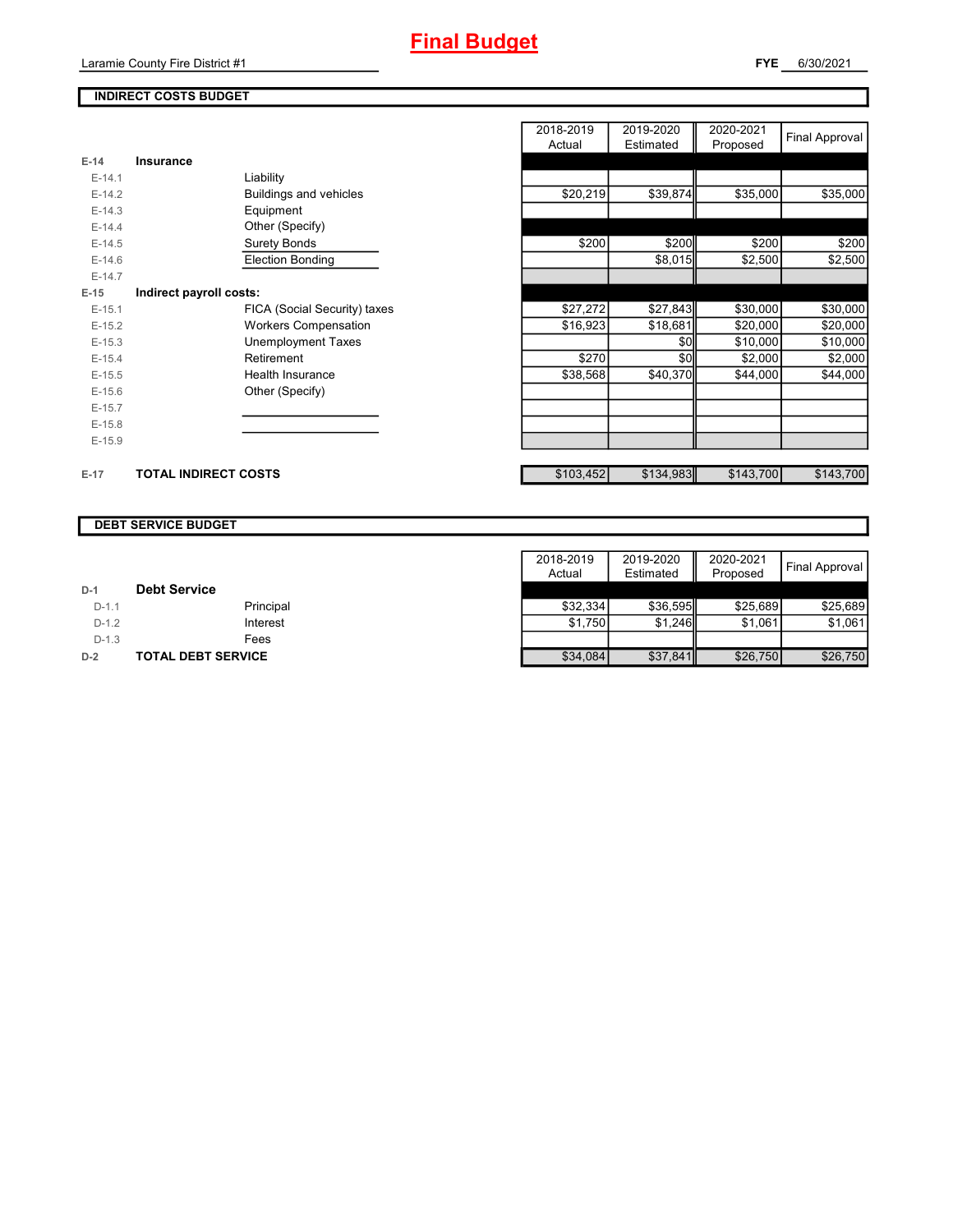# Final Budget

Laramie County Fire District #1

**FYE** 6/30/2021

## INDIRECT COSTS BUDGET

| | | | 2018-2019 Actual | 2019-2020 Estimated | 2020-2021 Proposed | Final Approval |
|---|---|---|---|---|---|---|
| E-14 | **Insurance** | | | | | |
| E-14.1 | | Liability | | | | |
| E-14.2 | | Buildings and vehicles | $20,219 | $39,874 | $35,000 | $35,000 |
| E-14.3 | | Equipment | | | | |
| E-14.4 | | Other (Specify) | | | | |
| E-14.5 | | Surety Bonds | $200 | $200 | $200 | $200 |
| E-14.6 | | Election Bonding | | $8,015 | $2,500 | $2,500 |
| E-14.7 | | | | | | |
| E-15 | **Indirect payroll costs:** | | | | | |
| E-15.1 | | FICA (Social Security) taxes | $27,272 | $27,843 | $30,000 | $30,000 |
| E-15.2 | | Workers Compensation | $16,923 | $18,681 | $20,000 | $20,000 |
| E-15.3 | | Unemployment Taxes | | $0 | $10,000 | $10,000 |
| E-15.4 | | Retirement | $270 | $0 | $2,000 | $2,000 |
| E-15.5 | | Health Insurance | $38,568 | $40,370 | $44,000 | $44,000 |
| E-15.6 | | Other (Specify) | | | | |
| E-15.7 | | | | | | |
| E-15.8 | | | | | | |
| E-15.9 | | | | | | |
| E-17 | **TOTAL INDIRECT COSTS** | | $103,452 | $134,983 | $143,700 | $143,700 |

## DEBT SERVICE BUDGET

| | | | 2018-2019 Actual | 2019-2020 Estimated | 2020-2021 Proposed | Final Approval |
|---|---|---|---|---|---|---|
| D-1 | **Debt Service** | | | | | |
| D-1.1 | | Principal | $32,334 | $36,595 | $25,689 | $25,689 |
| D-1.2 | | Interest | $1,750 | $1,246 | $1,061 | $1,061 |
| D-1.3 | | Fees | | | | |
| D-2 | **TOTAL DEBT SERVICE** | | $34,084 | $37,841 | $26,750 | $26,750 |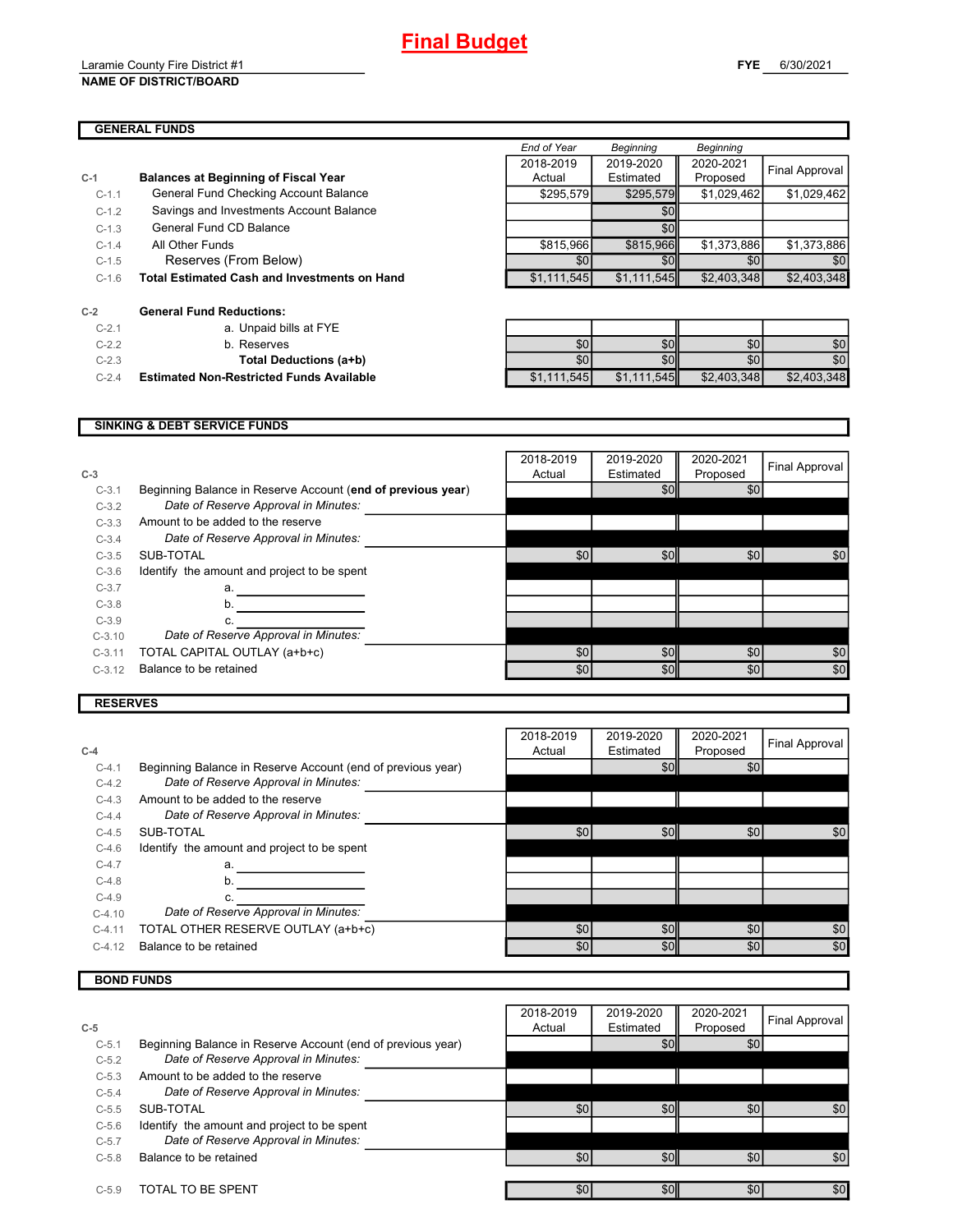# Final Budget

Laramie County Fire District #1

**NAME OF DISTRICT/BOARD**

**FYE** 6/30/2021

## GENERAL FUNDS

| | | *End of Year* 2018-2019 Actual | *Beginning* 2019-2020 Estimated | *Beginning* 2020-2021 Proposed | Final Approval |
|---|---|---|---|---|---|
| **C-1** | **Balances at Beginning of Fiscal Year** | | | | |
| C-1.1 | General Fund Checking Account Balance | $295,579 | $295,579 | $1,029,462 | $1,029,462 |
| C-1.2 | Savings and Investments Account Balance | | $0 | | |
| C-1.3 | General Fund CD Balance | | $0 | | |
| C-1.4 | All Other Funds | $815,966 | $815,966 | $1,373,886 | $1,373,886 |
| C-1.5 | Reserves (From Below) | $0 | $0 | $0 | $0 |
| C-1.6 | **Total Estimated Cash and Investments on Hand** | $1,111,545 | $1,111,545 | $2,403,348 | $2,403,348 |
| **C-2** | **General Fund Reductions:** | | | | |
| C-2.1 | a. Unpaid bills at FYE | | | | |
| C-2.2 | b. Reserves | $0 | $0 | $0 | $0 |
| C-2.3 | **Total Deductions (a+b)** | $0 | $0 | $0 | $0 |
| C-2.4 | **Estimated Non-Restricted Funds Available** | $1,111,545 | $1,111,545 | $2,403,348 | $2,403,348 |

## SINKING & DEBT SERVICE FUNDS

| **C-3** | | 2018-2019 Actual | 2019-2020 Estimated | 2020-2021 Proposed | Final Approval |
|---|---|---|---|---|---|
| C-3.1 | Beginning Balance in Reserve Account (**end of previous year**) | | $0 | $0 | |
| C-3.2 | *Date of Reserve Approval in Minutes:* | | | | |
| C-3.3 | Amount to be added to the reserve | | | | |
| C-3.4 | *Date of Reserve Approval in Minutes:* | | | | |
| C-3.5 | SUB-TOTAL | $0 | $0 | $0 | $0 |
| C-3.6 | Identify the amount and project to be spent | | | | |
| C-3.7 | a. | | | | |
| C-3.8 | b. | | | | |
| C-3.9 | c. | | | | |
| C-3.10 | *Date of Reserve Approval in Minutes:* | | | | |
| C-3.11 | TOTAL CAPITAL OUTLAY (a+b+c) | $0 | $0 | $0 | $0 |
| C-3.12 | Balance to be retained | $0 | $0 | $0 | $0 |

## RESERVES

| **C-4** | | 2018-2019 Actual | 2019-2020 Estimated | 2020-2021 Proposed | Final Approval |
|---|---|---|---|---|---|
| C-4.1 | Beginning Balance in Reserve Account (end of previous year) | | $0 | $0 | |
| C-4.2 | *Date of Reserve Approval in Minutes:* | | | | |
| C-4.3 | Amount to be added to the reserve | | | | |
| C-4.4 | *Date of Reserve Approval in Minutes:* | | | | |
| C-4.5 | SUB-TOTAL | $0 | $0 | $0 | $0 |
| C-4.6 | Identify the amount and project to be spent | | | | |
| C-4.7 | a. | | | | |
| C-4.8 | b. | | | | |
| C-4.9 | c. | | | | |
| C-4.10 | *Date of Reserve Approval in Minutes:* | | | | |
| C-4.11 | TOTAL OTHER RESERVE OUTLAY (a+b+c) | $0 | $0 | $0 | $0 |
| C-4.12 | Balance to be retained | $0 | $0 | $0 | $0 |

## BOND FUNDS

| **C-5** | | 2018-2019 Actual | 2019-2020 Estimated | 2020-2021 Proposed | Final Approval |
|---|---|---|---|---|---|
| C-5.1 | Beginning Balance in Reserve Account (end of previous year) | | $0 | $0 | |
| C-5.2 | *Date of Reserve Approval in Minutes:* | | | | |
| C-5.3 | Amount to be added to the reserve | | | | |
| C-5.4 | *Date of Reserve Approval in Minutes:* | | | | |
| C-5.5 | SUB-TOTAL | $0 | $0 | $0 | $0 |
| C-5.6 | Identify the amount and project to be spent | | | | |
| C-5.7 | *Date of Reserve Approval in Minutes:* | | | | |
| C-5.8 | Balance to be retained | $0 | $0 | $0 | $0 |
| C-5.9 | TOTAL TO BE SPENT | $0 | $0 | $0 | $0 |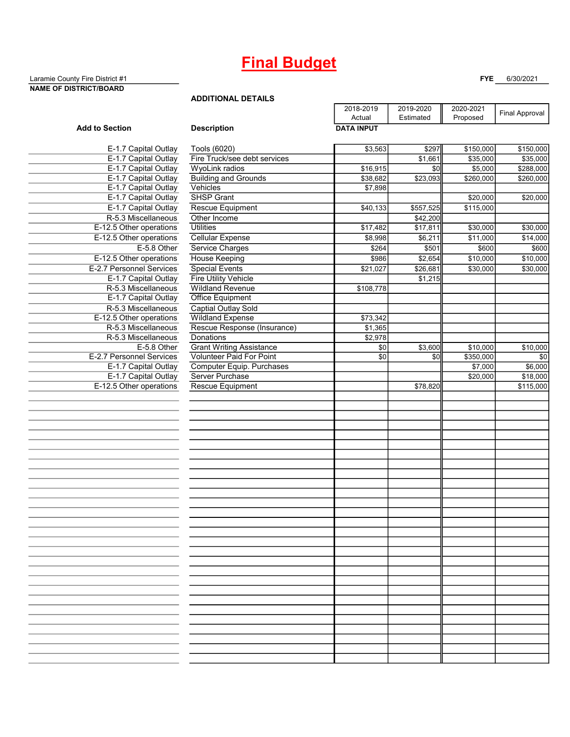# Final Budget

Laramie County Fire District #1

**NAME OF DISTRICT/BOARD**

**FYE** 6/30/2021

**ADDITIONAL DETAILS**

| Add to Section | Description | 2018-2019 Actual | 2019-2020 Estimated | 2020-2021 Proposed | Final Approval |
|---|---|---|---|---|---|
| | | **DATA INPUT** | | | |
| E-1.7 Capital Outlay | Tools (6020) | $3,563 | $297 | $150,000 | $150,000 |
| E-1.7 Capital Outlay | Fire Truck/see debt services | | $1,661 | $35,000 | $35,000 |
| E-1.7 Capital Outlay | WyoLink radios | $16,915 | $0 | $5,000 | $288,000 |
| E-1.7 Capital Outlay | Building and Grounds | $38,682 | $23,093 | $260,000 | $260,000 |
| E-1.7 Capital Outlay | Vehicles | $7,898 | | | |
| E-1.7 Capital Outlay | SHSP Grant | | | $20,000 | $20,000 |
| E-1.7 Capital Outlay | Rescue Equipment | $40,133 | $557,525 | $115,000 | |
| R-5.3 Miscellaneous | Other Income | | $42,200 | | |
| E-12.5 Other operations | Utilities | $17,482 | $17,811 | $30,000 | $30,000 |
| E-12.5 Other operations | Cellular Expense | $8,998 | $6,211 | $11,000 | $14,000 |
| E-5.8 Other | Service Charges | $264 | $501 | $600 | $600 |
| E-12.5 Other operations | House Keeping | $986 | $2,654 | $10,000 | $10,000 |
| E-2.7 Personnel Services | Special Events | $21,027 | $26,681 | $30,000 | $30,000 |
| E-1.7 Capital Outlay | Fire Utility Vehicle | | $1,215 | | |
| R-5.3 Miscellaneous | Wildland Revenue | $108,778 | | | |
| E-1.7 Capital Outlay | Office Equipment | | | | |
| R-5.3 Miscellaneous | Captial Outlay Sold | | | | |
| E-12.5 Other operations | Wildland Expense | $73,342 | | | |
| R-5.3 Miscellaneous | Rescue Response (Insurance) | $1,365 | | | |
| R-5.3 Miscellaneous | Donations | $2,978 | | | |
| E-5.8 Other | Grant Writing Assistance | $0 | $3,600 | $10,000 | $10,000 |
| E-2.7 Personnel Services | Volunteer Paid For Point | $0 | $0 | $350,000 | $0 |
| E-1.7 Capital Outlay | Computer Equip. Purchases | | | $7,000 | $6,000 |
| E-1.7 Capital Outlay | Server Purchase | | | $20,000 | $18,000 |
| E-12.5 Other operations | Rescue Equipment | | $78,820 | | $115,000 |